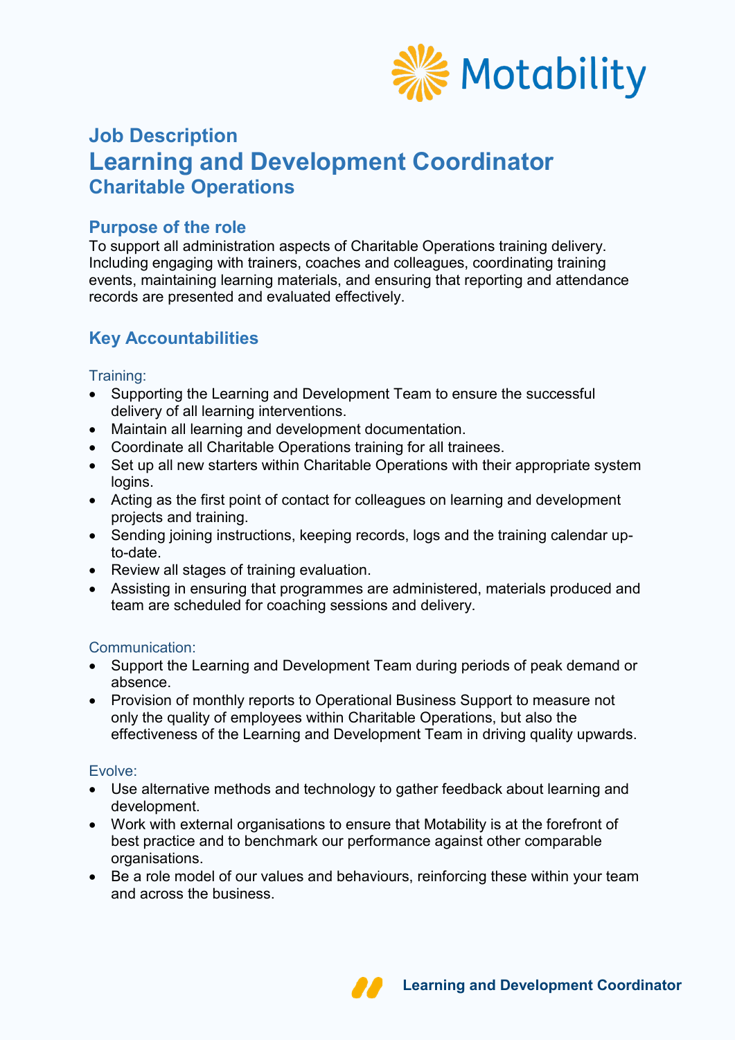# Job Description

# Learning and Development Coordinator

## Charitable Operations

## Purpose of the role

To support all administration aspects of Charitable Operations training delivery. Including engaging with trainers, coaches and colleagues, coordinating training events, maintaining learning materials, and ensuring that reporting and attendance records are presented and evaluated effectively.

## Key Accountabilities

### Training:

- Supporting the Learning and Development Team to ensure the successful delivery of all learning interventions.
- Maintain all learning and development documentation.
- Coordinate all Charitable Operations training for all trainees.
- Set up all new starters within Charitable Operations with their appropriate system logins.
- Acting as the first point of contact for colleagues on learning and development projects and training.
- Sending joining instructions, keeping records, logs and the training calendar up-to-date.
- Review all stages of training evaluation.
- Assisting in ensuring that programmes are administered, materials produced and team are scheduled for coaching sessions and delivery.

### Communication:

- Support the Learning and Development Team during periods of peak demand or absence.
- Provision of monthly reports to Operational Business Support to measure not only the quality of employees within Charitable Operations, but also the effectiveness of the Learning and Development Team in driving quality upwards.

### Evolve:

- Use alternative methods and technology to gather feedback about learning and development.
- Work with external organisations to ensure that Motability is at the forefront of best practice and to benchmark our performance against other comparable organisations.
- Be a role model of our values and behaviours, reinforcing these within your team and across the business.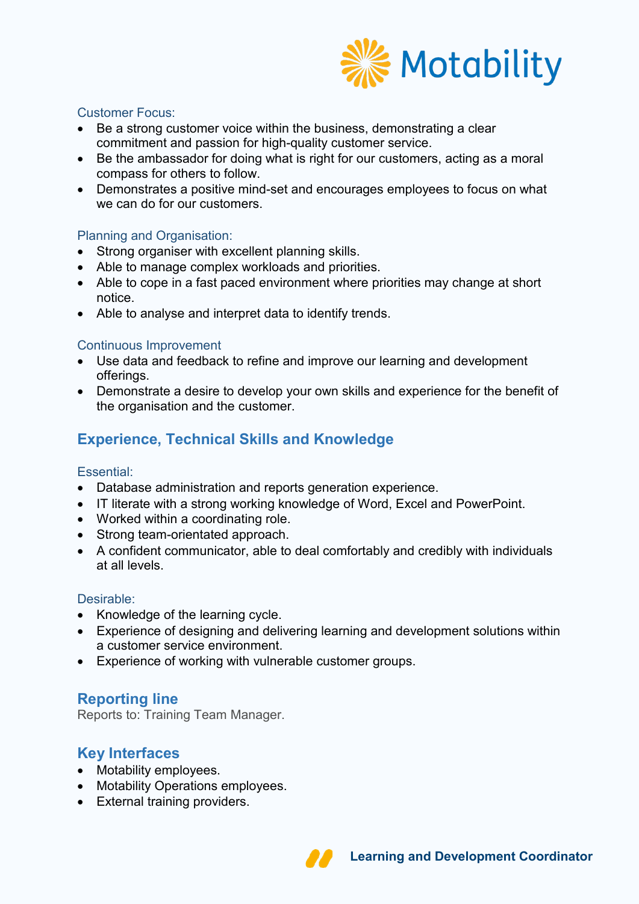Customer Focus:

- Be a strong customer voice within the business, demonstrating a clear commitment and passion for high-quality customer service.
- Be the ambassador for doing what is right for our customers, acting as a moral compass for others to follow.
- Demonstrates a positive mind-set and encourages employees to focus on what we can do for our customers.

Planning and Organisation:

- Strong organiser with excellent planning skills.
- Able to manage complex workloads and priorities.
- Able to cope in a fast paced environment where priorities may change at short notice.
- Able to analyse and interpret data to identify trends.

Continuous Improvement

- Use data and feedback to refine and improve our learning and development offerings.
- Demonstrate a desire to develop your own skills and experience for the benefit of the organisation and the customer.

## Experience, Technical Skills and Knowledge

Essential:

- Database administration and reports generation experience.
- IT literate with a strong working knowledge of Word, Excel and PowerPoint.
- Worked within a coordinating role.
- Strong team-orientated approach.
- A confident communicator, able to deal comfortably and credibly with individuals at all levels.

Desirable:

- Knowledge of the learning cycle.
- Experience of designing and delivering learning and development solutions within a customer service environment.
- Experience of working with vulnerable customer groups.

## Reporting line

Reports to: Training Team Manager.

## Key Interfaces

- Motability employees.
- Motability Operations employees.
- External training providers.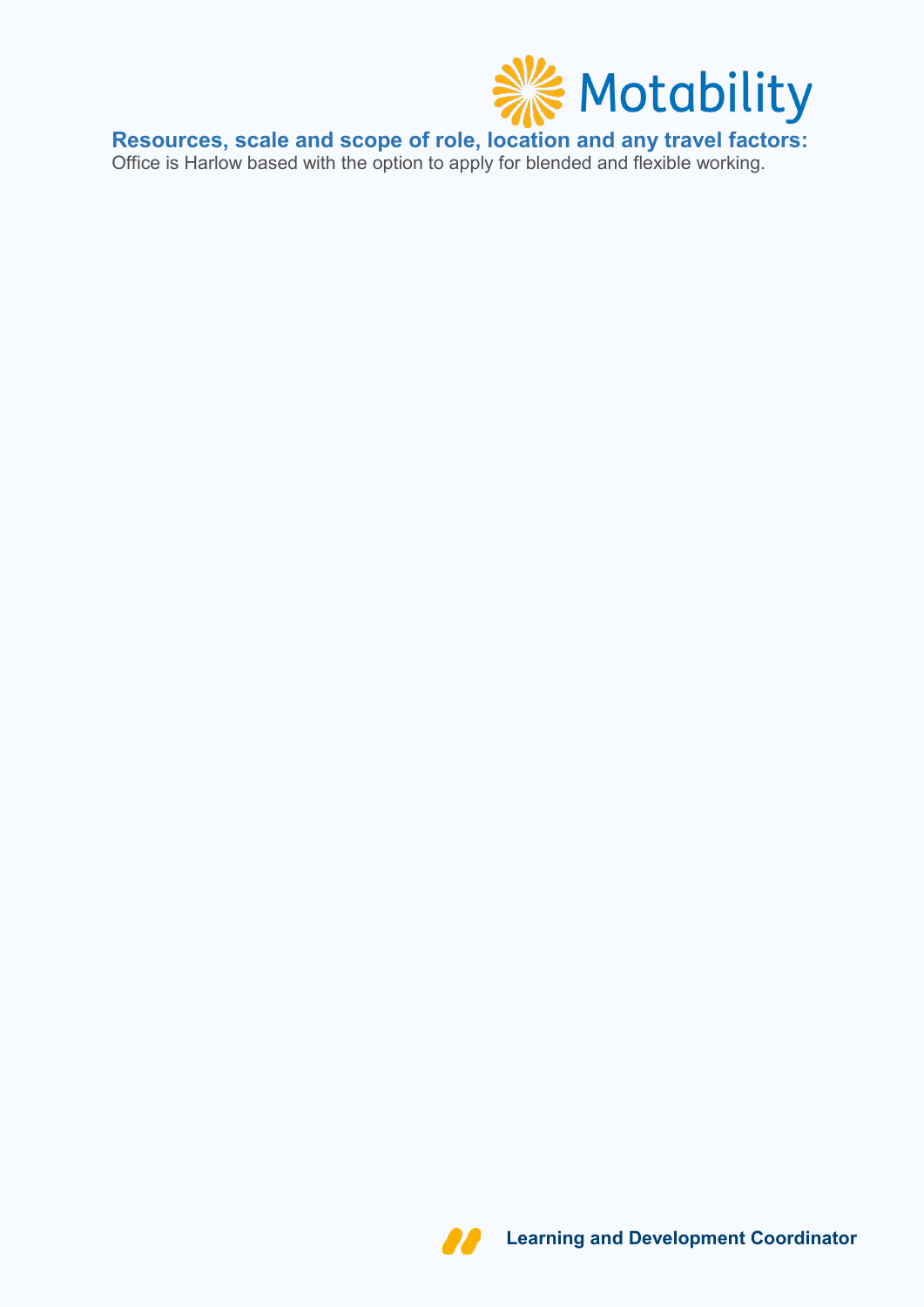**Resources, scale and scope of role, location and any travel factors:**

Office is Harlow based with the option to apply for blended and flexible working.